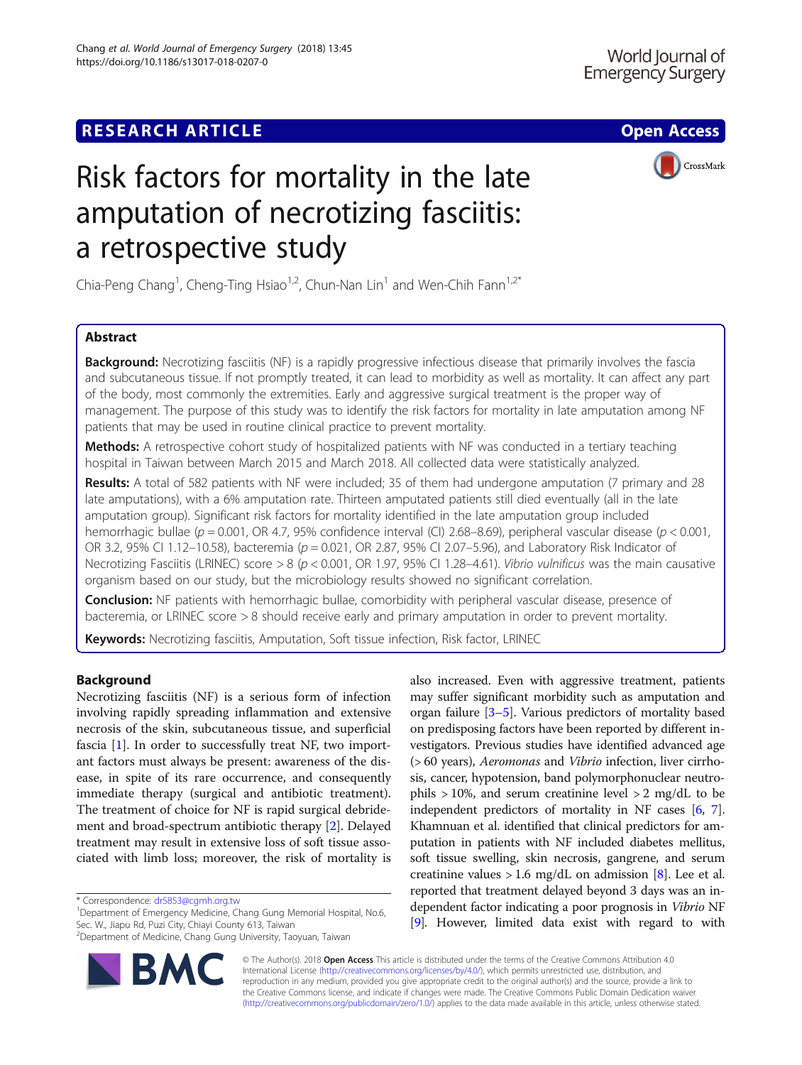RESEARCH ARTICLE

Open Access

# Risk factors for mortality in the late amputation of necrotizing fasciitis: a retrospective study

Chia-Peng Chang[1], Cheng-Ting Hsiao[1,2], Chun-Nan Lin[1] and Wen-Chih Fann[1,2*]

## Abstract

**Background:** Necrotizing fasciitis (NF) is a rapidly progressive infectious disease that primarily involves the fascia and subcutaneous tissue. If not promptly treated, it can lead to morbidity as well as mortality. It can affect any part of the body, most commonly the extremities. Early and aggressive surgical treatment is the proper way of management. The purpose of this study was to identify the risk factors for mortality in late amputation among NF patients that may be used in routine clinical practice to prevent mortality.

**Methods:** A retrospective cohort study of hospitalized patients with NF was conducted in a tertiary teaching hospital in Taiwan between March 2015 and March 2018. All collected data were statistically analyzed.

**Results:** A total of 582 patients with NF were included; 35 of them had undergone amputation (7 primary and 28 late amputations), with a 6% amputation rate. Thirteen amputated patients still died eventually (all in the late amputation group). Significant risk factors for mortality identified in the late amputation group included hemorrhagic bullae ($p = 0.001$, OR 4.7, 95% confidence interval (CI) 2.68–8.69), peripheral vascular disease ($p < 0.001$, OR 3.2, 95% CI 1.12–10.58), bacteremia ($p = 0.021$, OR 2.87, 95% CI 2.07–5.96), and Laboratory Risk Indicator of Necrotizing Fasciitis (LRINEC) score > 8 ($p < 0.001$, OR 1.97, 95% CI 1.28–4.61). *Vibrio vulnificus* was the main causative organism based on our study, but the microbiology results showed no significant correlation.

**Conclusion:** NF patients with hemorrhagic bullae, comorbidity with peripheral vascular disease, presence of bacteremia, or LRINEC score > 8 should receive early and primary amputation in order to prevent mortality.

**Keywords:** Necrotizing fasciitis, Amputation, Soft tissue infection, Risk factor, LRINEC

## Background

Necrotizing fasciitis (NF) is a serious form of infection involving rapidly spreading inflammation and extensive necrosis of the skin, subcutaneous tissue, and superficial fascia [1]. In order to successfully treat NF, two important factors must always be present: awareness of the disease, in spite of its rare occurrence, and consequently immediate therapy (surgical and antibiotic treatment). The treatment of choice for NF is rapid surgical debridement and broad-spectrum antibiotic therapy [2]. Delayed treatment may result in extensive loss of soft tissue associated with limb loss; moreover, the risk of mortality is also increased. Even with aggressive treatment, patients may suffer significant morbidity such as amputation and organ failure [3–5]. Various predictors of mortality based on predisposing factors have been reported by different investigators. Previous studies have identified advanced age (> 60 years), *Aeromonas* and *Vibrio* infection, liver cirrhosis, cancer, hypotension, band polymorphonuclear neutrophils > 10%, and serum creatinine level > 2 mg/dL to be independent predictors of mortality in NF cases [6, 7]. Khamnuan et al. identified that clinical predictors for amputation in patients with NF included diabetes mellitus, soft tissue swelling, skin necrosis, gangrene, and serum creatinine values > 1.6 mg/dL on admission [8]. Lee et al. reported that treatment delayed beyond 3 days was an independent factor indicating a poor prognosis in *Vibrio* NF [9]. However, limited data exist with regard to with

\* Correspondence: dr5853@cgmh.org.tw
[1]Department of Emergency Medicine, Chang Gung Memorial Hospital, No.6, Sec. W., Jiapu Rd, Puzi City, Chiayi County 613, Taiwan
[2]Department of Medicine, Chang Gung University, Taoyuan, Taiwan

© The Author(s). 2018 **Open Access** This article is distributed under the terms of the Creative Commons Attribution 4.0 International License (http://creativecommons.org/licenses/by/4.0/), which permits unrestricted use, distribution, and reproduction in any medium, provided you give appropriate credit to the original author(s) and the source, provide a link to the Creative Commons license, and indicate if changes were made. The Creative Commons Public Domain Dedication waiver (http://creativecommons.org/publicdomain/zero/1.0/) applies to the data made available in this article, unless otherwise stated.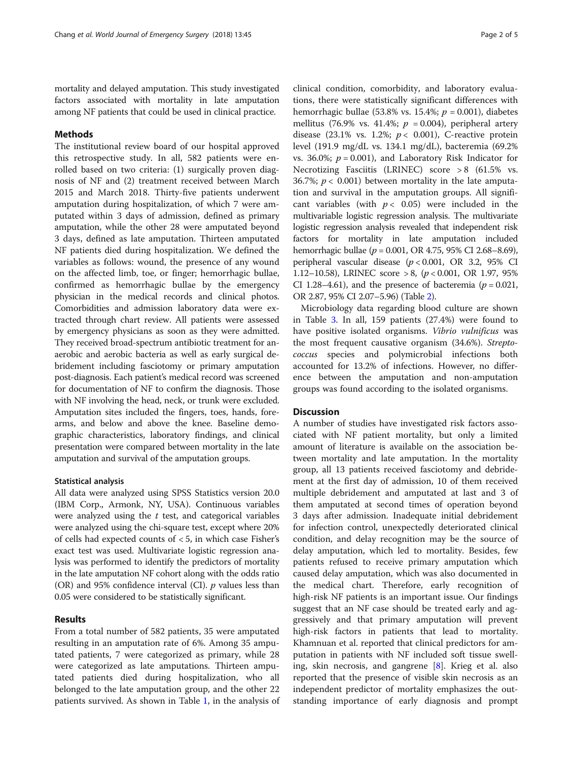mortality and delayed amputation. This study investigated factors associated with mortality in late amputation among NF patients that could be used in clinical practice.

## Methods

The institutional review board of our hospital approved this retrospective study. In all, 582 patients were enrolled based on two criteria: (1) surgically proven diagnosis of NF and (2) treatment received between March 2015 and March 2018. Thirty-five patients underwent amputation during hospitalization, of which 7 were amputated within 3 days of admission, defined as primary amputation, while the other 28 were amputated beyond 3 days, defined as late amputation. Thirteen amputated NF patients died during hospitalization. We defined the variables as follows: wound, the presence of any wound on the affected limb, toe, or finger; hemorrhagic bullae, confirmed as hemorrhagic bullae by the emergency physician in the medical records and clinical photos. Comorbidities and admission laboratory data were extracted through chart review. All patients were assessed by emergency physicians as soon as they were admitted. They received broad-spectrum antibiotic treatment for anaerobic and aerobic bacteria as well as early surgical debridement including fasciotomy or primary amputation post-diagnosis. Each patient's medical record was screened for documentation of NF to confirm the diagnosis. Those with NF involving the head, neck, or trunk were excluded. Amputation sites included the fingers, toes, hands, forearms, and below and above the knee. Baseline demographic characteristics, laboratory findings, and clinical presentation were compared between mortality in the late amputation and survival of the amputation groups.

### Statistical analysis

All data were analyzed using SPSS Statistics version 20.0 (IBM Corp., Armonk, NY, USA). Continuous variables were analyzed using the *t* test, and categorical variables were analyzed using the chi-square test, except where 20% of cells had expected counts of < 5, in which case Fisher's exact test was used. Multivariate logistic regression analysis was performed to identify the predictors of mortality in the late amputation NF cohort along with the odds ratio (OR) and 95% confidence interval (CI). $p$ values less than 0.05 were considered to be statistically significant.

## Results

From a total number of 582 patients, 35 were amputated resulting in an amputation rate of 6%. Among 35 amputated patients, 7 were categorized as primary, while 28 were categorized as late amputations. Thirteen amputated patients died during hospitalization, who all belonged to the late amputation group, and the other 22 patients survived. As shown in Table 1, in the analysis of clinical condition, comorbidity, and laboratory evaluations, there were statistically significant differences with hemorrhagic bullae (53.8% vs. 15.4%; $p = 0.001$), diabetes mellitus (76.9% vs. 41.4%; $p = 0.004$), peripheral artery disease (23.1% vs. 1.2%; $p < 0.001$), C-reactive protein level (191.9 mg/dL vs. 134.1 mg/dL), bacteremia (69.2% vs. 36.0%; $p = 0.001$), and Laboratory Risk Indicator for Necrotizing Fasciitis (LRINEC) score > 8 (61.5% vs. 36.7%; $p < 0.001$) between mortality in the late amputation and survival in the amputation groups. All significant variables (with $p < 0.05$) were included in the multivariable logistic regression analysis. The multivariate logistic regression analysis revealed that independent risk factors for mortality in late amputation included hemorrhagic bullae ($p = 0.001$, OR 4.75, 95% CI 2.68–8.69), peripheral vascular disease ($p < 0.001$, OR 3.2, 95% CI 1.12–10.58), LRINEC score > 8, ($p < 0.001$, OR 1.97, 95% CI 1.28–4.61), and the presence of bacteremia ($p = 0.021$, OR 2.87, 95% CI 2.07–5.96) (Table 2).

Microbiology data regarding blood culture are shown in Table 3. In all, 159 patients (27.4%) were found to have positive isolated organisms. *Vibrio vulnificus* was the most frequent causative organism (34.6%). *Streptococcus* species and polymicrobial infections both accounted for 13.2% of infections. However, no difference between the amputation and non-amputation groups was found according to the isolated organisms.

## Discussion

A number of studies have investigated risk factors associated with NF patient mortality, but only a limited amount of literature is available on the association between mortality and late amputation. In the mortality group, all 13 patients received fasciotomy and debridement at the first day of admission, 10 of them received multiple debridement and amputated at last and 3 of them amputated at second times of operation beyond 3 days after admission. Inadequate initial debridement for infection control, unexpectedly deteriorated clinical condition, and delay recognition may be the source of delay amputation, which led to mortality. Besides, few patients refused to receive primary amputation which caused delay amputation, which was also documented in the medical chart. Therefore, early recognition of high-risk NF patients is an important issue. Our findings suggest that an NF case should be treated early and aggressively and that primary amputation will prevent high-risk factors in patients that lead to mortality. Khamnuan et al. reported that clinical predictors for amputation in patients with NF included soft tissue swelling, skin necrosis, and gangrene [8]. Krieg et al. also reported that the presence of visible skin necrosis as an independent predictor of mortality emphasizes the outstanding importance of early diagnosis and prompt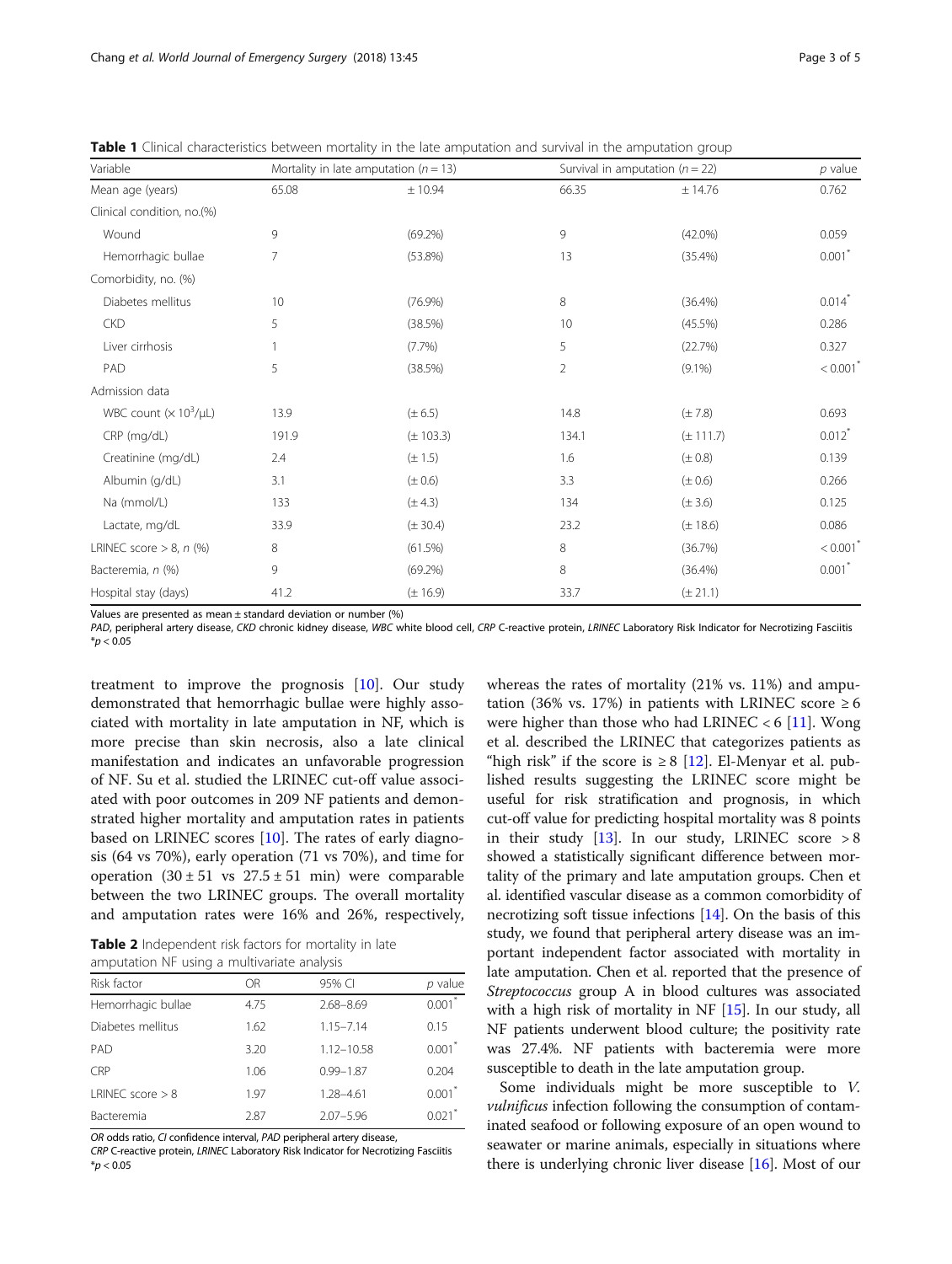**Table 1** Clinical characteristics between mortality in the late amputation and survival in the amputation group

| Variable | Mortality in late amputation ($n = 13$) | | Survival in amputation ($n = 22$) | | $p$ value |
|---|---|---|---|---|---|
| Mean age (years) | 65.08 | ± 10.94 | 66.35 | ± 14.76 | 0.762 |
| Clinical condition, no.(%) | | | | | |
| Wound | 9 | (69.2%) | 9 | (42.0%) | 0.059 |
| Hemorrhagic bullae | 7 | (53.8%) | 13 | (35.4%) | 0.001* |
| Comorbidity, no. (%) | | | | | |
| Diabetes mellitus | 10 | (76.9%) | 8 | (36.4%) | 0.014* |
| CKD | 5 | (38.5%) | 10 | (45.5%) | 0.286 |
| Liver cirrhosis | 1 | (7.7%) | 5 | (22.7%) | 0.327 |
| PAD | 5 | (38.5%) | 2 | (9.1%) | < 0.001* |
| Admission data | | | | | |
| WBC count ($\times 10^3/\mu L$) | 13.9 | (± 6.5) | 14.8 | (± 7.8) | 0.693 |
| CRP (mg/dL) | 191.9 | (± 103.3) | 134.1 | (± 111.7) | 0.012* |
| Creatinine (mg/dL) | 2.4 | (± 1.5) | 1.6 | (± 0.8) | 0.139 |
| Albumin (g/dL) | 3.1 | (± 0.6) | 3.3 | (± 0.6) | 0.266 |
| Na (mmol/L) | 133 | (± 4.3) | 134 | (± 3.6) | 0.125 |
| Lactate, mg/dL | 33.9 | (± 30.4) | 23.2 | (± 18.6) | 0.086 |
| LRINEC score > 8, $n$ (%) | 8 | (61.5%) | 8 | (36.7%) | < 0.001* |
| Bacteremia, $n$ (%) | 9 | (69.2%) | 8 | (36.4%) | 0.001* |
| Hospital stay (days) | 41.2 | (± 16.9) | 33.7 | (± 21.1) | |

Values are presented as mean ± standard deviation or number (%)

*PAD*, peripheral artery disease, *CKD* chronic kidney disease, *WBC* white blood cell, *CRP* C-reactive protein, *LRINEC* Laboratory Risk Indicator for Necrotizing Fasciitis
*$p < 0.05$

treatment to improve the prognosis [10]. Our study demonstrated that hemorrhagic bullae were highly associated with mortality in late amputation in NF, which is more precise than skin necrosis, also a late clinical manifestation and indicates an unfavorable progression of NF. Su et al. studied the LRINEC cut-off value associated with poor outcomes in 209 NF patients and demonstrated higher mortality and amputation rates in patients based on LRINEC scores [10]. The rates of early diagnosis (64 vs 70%), early operation (71 vs 70%), and time for operation (30 ± 51 vs 27.5 ± 51 min) were comparable between the two LRINEC groups. The overall mortality and amputation rates were 16% and 26%, respectively,

**Table 2** Independent risk factors for mortality in late amputation NF using a multivariate analysis

| Risk factor | OR | 95% CI | $p$ value |
|---|---|---|---|
| Hemorrhagic bullae | 4.75 | 2.68–8.69 | 0.001* |
| Diabetes mellitus | 1.62 | 1.15–7.14 | 0.15 |
| PAD | 3.20 | 1.12–10.58 | 0.001* |
| CRP | 1.06 | 0.99–1.87 | 0.204 |
| LRINEC score > 8 | 1.97 | 1.28–4.61 | 0.001* |
| Bacteremia | 2.87 | 2.07–5.96 | 0.021* |

*OR* odds ratio, *CI* confidence interval, *PAD* peripheral artery disease, *CRP* C-reactive protein, *LRINEC* Laboratory Risk Indicator for Necrotizing Fasciitis
*$p < 0.05$

whereas the rates of mortality (21% vs. 11%) and amputation (36% vs. 17%) in patients with LRINEC score ≥ 6 were higher than those who had LRINEC < 6 [11]. Wong et al. described the LRINEC that categorizes patients as "high risk" if the score is ≥ 8 [12]. El-Menyar et al. published results suggesting the LRINEC score might be useful for risk stratification and prognosis, in which cut-off value for predicting hospital mortality was 8 points in their study [13]. In our study, LRINEC score > 8 showed a statistically significant difference between mortality of the primary and late amputation groups. Chen et al. identified vascular disease as a common comorbidity of necrotizing soft tissue infections [14]. On the basis of this study, we found that peripheral artery disease was an important independent factor associated with mortality in late amputation. Chen et al. reported that the presence of *Streptococcus* group A in blood cultures was associated with a high risk of mortality in NF [15]. In our study, all NF patients underwent blood culture; the positivity rate was 27.4%. NF patients with bacteremia were more susceptible to death in the late amputation group.

Some individuals might be more susceptible to *V. vulnificus* infection following the consumption of contaminated seafood or following exposure of an open wound to seawater or marine animals, especially in situations where there is underlying chronic liver disease [16]. Most of our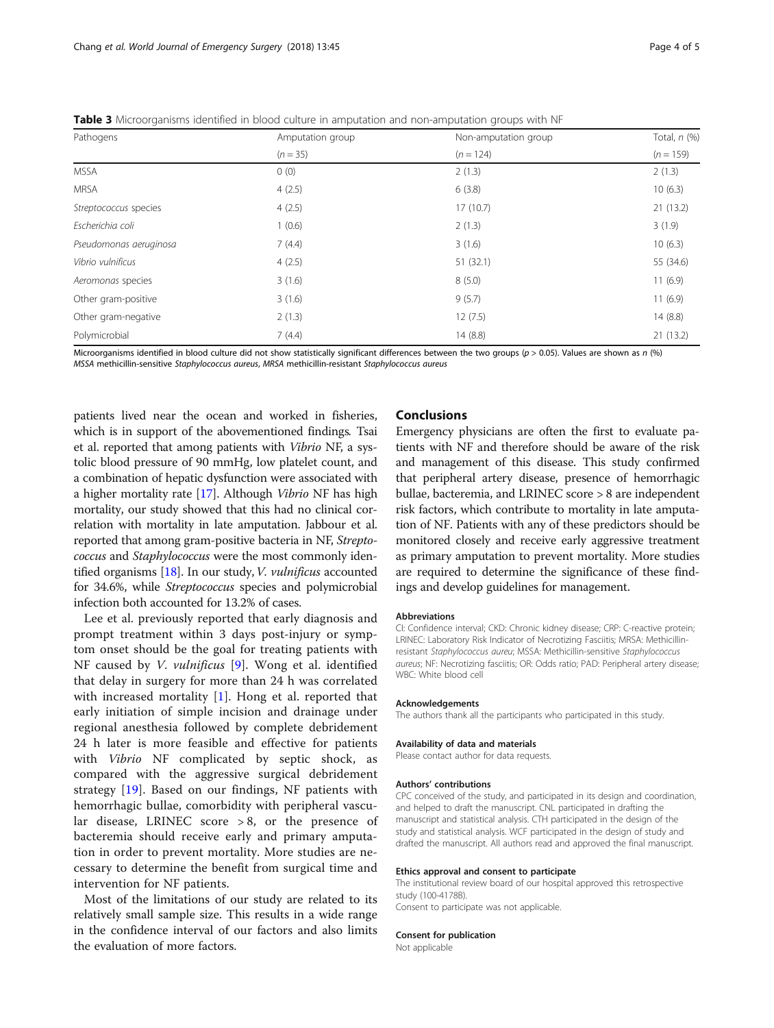**Table 3** Microorganisms identified in blood culture in amputation and non-amputation groups with NF

| Pathogens | Amputation group | Non-amputation group | Total, *n* (%) |
|---|---|---|---|
| | (*n* = 35) | (*n* = 124) | (*n* = 159) |
| MSSA | 0 (0) | 2 (1.3) | 2 (1.3) |
| MRSA | 4 (2.5) | 6 (3.8) | 10 (6.3) |
| *Streptococcus* species | 4 (2.5) | 17 (10.7) | 21 (13.2) |
| *Escherichia coli* | 1 (0.6) | 2 (1.3) | 3 (1.9) |
| *Pseudomonas aeruginosa* | 7 (4.4) | 3 (1.6) | 10 (6.3) |
| *Vibrio vulnificus* | 4 (2.5) | 51 (32.1) | 55 (34.6) |
| *Aeromonas* species | 3 (1.6) | 8 (5.0) | 11 (6.9) |
| Other gram-positive | 3 (1.6) | 9 (5.7) | 11 (6.9) |
| Other gram-negative | 2 (1.3) | 12 (7.5) | 14 (8.8) |
| Polymicrobial | 7 (4.4) | 14 (8.8) | 21 (13.2) |

Microorganisms identified in blood culture did not show statistically significant differences between the two groups ($p > 0.05$). Values are shown as *n* (%)
*MSSA* methicillin-sensitive *Staphylococcus aureus*, *MRSA* methicillin-resistant *Staphylococcus aureus*

patients lived near the ocean and worked in fisheries, which is in support of the abovementioned findings. Tsai et al. reported that among patients with *Vibrio* NF, a systolic blood pressure of 90 mmHg, low platelet count, and a combination of hepatic dysfunction were associated with a higher mortality rate [17]. Although *Vibrio* NF has high mortality, our study showed that this had no clinical correlation with mortality in late amputation. Jabbour et al. reported that among gram-positive bacteria in NF, *Streptococcus* and *Staphylococcus* were the most commonly identified organisms [18]. In our study, *V. vulnificus* accounted for 34.6%, while *Streptococcus* species and polymicrobial infection both accounted for 13.2% of cases.

Lee et al. previously reported that early diagnosis and prompt treatment within 3 days post-injury or symptom onset should be the goal for treating patients with NF caused by *V. vulnificus* [9]. Wong et al. identified that delay in surgery for more than 24 h was correlated with increased mortality [1]. Hong et al. reported that early initiation of simple incision and drainage under regional anesthesia followed by complete debridement 24 h later is more feasible and effective for patients with *Vibrio* NF complicated by septic shock, as compared with the aggressive surgical debridement strategy [19]. Based on our findings, NF patients with hemorrhagic bullae, comorbidity with peripheral vascular disease, LRINEC score > 8, or the presence of bacteremia should receive early and primary amputation in order to prevent mortality. More studies are necessary to determine the benefit from surgical time and intervention for NF patients.

Most of the limitations of our study are related to its relatively small sample size. This results in a wide range in the confidence interval of our factors and also limits the evaluation of more factors.

## Conclusions

Emergency physicians are often the first to evaluate patients with NF and therefore should be aware of the risk and management of this disease. This study confirmed that peripheral artery disease, presence of hemorrhagic bullae, bacteremia, and LRINEC score > 8 are independent risk factors, which contribute to mortality in late amputation of NF. Patients with any of these predictors should be monitored closely and receive early aggressive treatment as primary amputation to prevent mortality. More studies are required to determine the significance of these findings and develop guidelines for management.

#### Abbreviations

CI: Confidence interval; CKD: Chronic kidney disease; CRP: C-reactive protein; LRINEC: Laboratory Risk Indicator of Necrotizing Fasciitis; MRSA: Methicillin-resistant *Staphylococcus aureu*; MSSA: Methicillin-sensitive *Staphylococcus aureus*; NF: Necrotizing fasciitis; OR: Odds ratio; PAD: Peripheral artery disease; WBC: White blood cell

#### Acknowledgements

The authors thank all the participants who participated in this study.

#### Availability of data and materials

Please contact author for data requests.

#### Authors' contributions

CPC conceived of the study, and participated in its design and coordination, and helped to draft the manuscript. CNL participated in drafting the manuscript and statistical analysis. CTH participated in the design of the study and statistical analysis. WCF participated in the design of study and drafted the manuscript. All authors read and approved the final manuscript.

#### Ethics approval and consent to participate

The institutional review board of our hospital approved this retrospective study (100-4178B).
Consent to participate was not applicable.

#### Consent for publication

Not applicable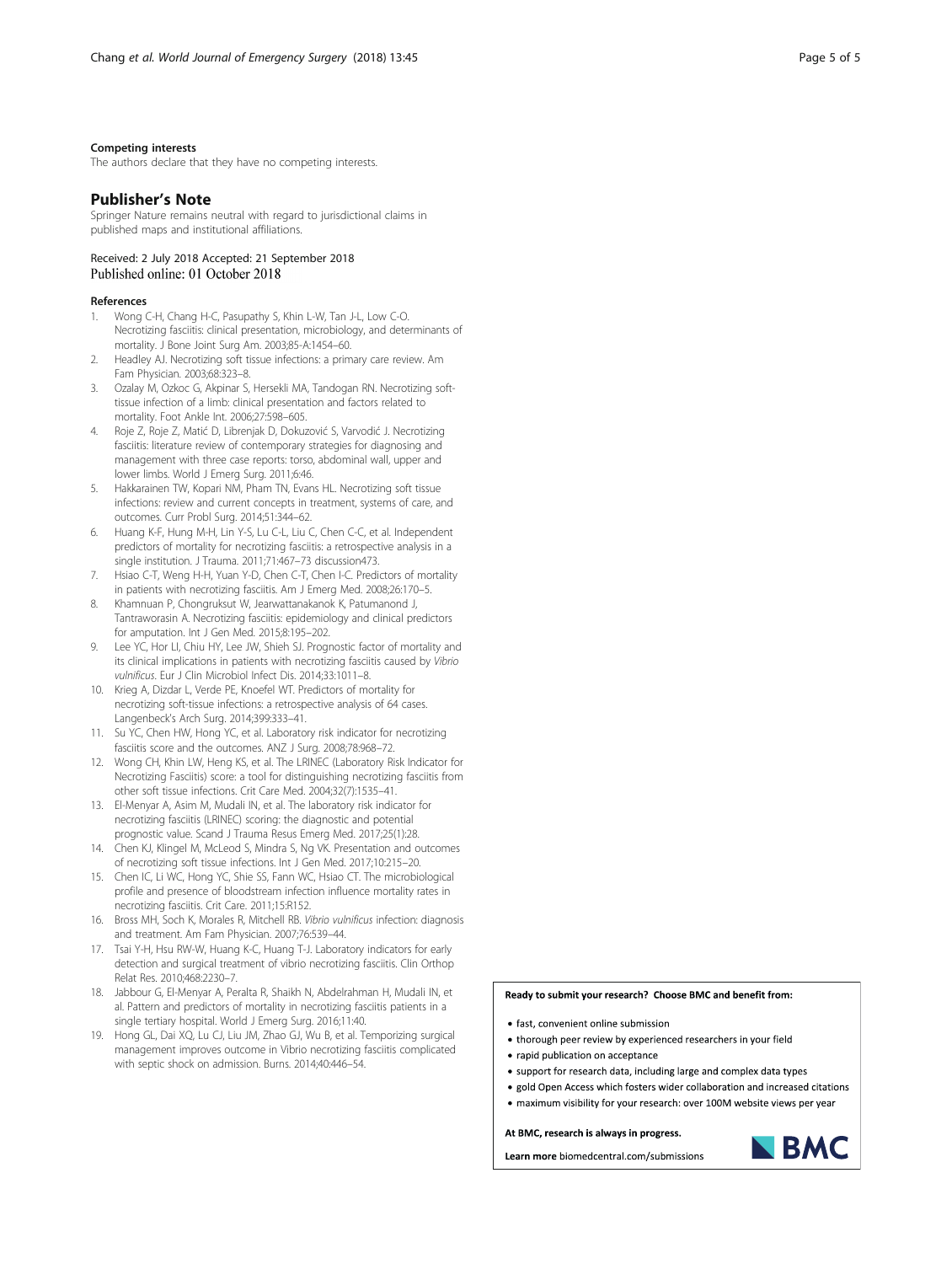#### Competing interests

The authors declare that they have no competing interests.

## Publisher's Note

Springer Nature remains neutral with regard to jurisdictional claims in published maps and institutional affiliations.

Received: 2 July 2018 Accepted: 21 September 2018
Published online: 01 October 2018

#### References

1. Wong C-H, Chang H-C, Pasupathy S, Khin L-W, Tan J-L, Low C-O. Necrotizing fasciitis: clinical presentation, microbiology, and determinants of mortality. J Bone Joint Surg Am. 2003;85-A:1454–60.
2. Headley AJ. Necrotizing soft tissue infections: a primary care review. Am Fam Physician. 2003;68:323–8.
3. Ozalay M, Ozkoc G, Akpinar S, Hersekli MA, Tandogan RN. Necrotizing soft-tissue infection of a limb: clinical presentation and factors related to mortality. Foot Ankle Int. 2006;27:598–605.
4. Roje Z, Roje Z, Matić D, Librenjak D, Dokuzović S, Varvodić J. Necrotizing fasciitis: literature review of contemporary strategies for diagnosing and management with three case reports: torso, abdominal wall, upper and lower limbs. World J Emerg Surg. 2011;6:46.
5. Hakkarainen TW, Kopari NM, Pham TN, Evans HL. Necrotizing soft tissue infections: review and current concepts in treatment, systems of care, and outcomes. Curr Probl Surg. 2014;51:344–62.
6. Huang K-F, Hung M-H, Lin Y-S, Lu C-L, Liu C, Chen C-C, et al. Independent predictors of mortality for necrotizing fasciitis: a retrospective analysis in a single institution. J Trauma. 2011;71:467–73 discussion473.
7. Hsiao C-T, Weng H-H, Yuan Y-D, Chen C-T, Chen I-C. Predictors of mortality in patients with necrotizing fasciitis. Am J Emerg Med. 2008;26:170–5.
8. Khamnuan P, Chongruksut W, Jearwattanakanok K, Patumanond J, Tantraworasin A. Necrotizing fasciitis: epidemiology and clinical predictors for amputation. Int J Gen Med. 2015;8:195–202.
9. Lee YC, Hor LI, Chiu HY, Lee JW, Shieh SJ. Prognostic factor of mortality and its clinical implications in patients with necrotizing fasciitis caused by *Vibrio vulnificus*. Eur J Clin Microbiol Infect Dis. 2014;33:1011–8.
10. Krieg A, Dizdar L, Verde PE, Knoefel WT. Predictors of mortality for necrotizing soft-tissue infections: a retrospective analysis of 64 cases. Langenbeck's Arch Surg. 2014;399:333–41.
11. Su YC, Chen HW, Hong YC, et al. Laboratory risk indicator for necrotizing fasciitis score and the outcomes. ANZ J Surg. 2008;78:968–72.
12. Wong CH, Khin LW, Heng KS, et al. The LRINEC (Laboratory Risk Indicator for Necrotizing Fasciitis) score: a tool for distinguishing necrotizing fasciitis from other soft tissue infections. Crit Care Med. 2004;32(7):1535–41.
13. El-Menyar A, Asim M, Mudali IN, et al. The laboratory risk indicator for necrotizing fasciitis (LRINEC) scoring: the diagnostic and potential prognostic value. Scand J Trauma Resus Emerg Med. 2017;25(1):28.
14. Chen KJ, Klingel M, McLeod S, Mindra S, Ng VK. Presentation and outcomes of necrotizing soft tissue infections. Int J Gen Med. 2017;10:215–20.
15. Chen IC, Li WC, Hong YC, Shie SS, Fann WC, Hsiao CT. The microbiological profile and presence of bloodstream infection influence mortality rates in necrotizing fasciitis. Crit Care. 2011;15:R152.
16. Bross MH, Soch K, Morales R, Mitchell RB. *Vibrio vulnificus* infection: diagnosis and treatment. Am Fam Physician. 2007;76:539–44.
17. Tsai Y-H, Hsu RW-W, Huang K-C, Huang T-J. Laboratory indicators for early detection and surgical treatment of vibrio necrotizing fasciitis. Clin Orthop Relat Res. 2010;468:2230–7.
18. Jabbour G, El-Menyar A, Peralta R, Shaikh N, Abdelrahman H, Mudali IN, et al. Pattern and predictors of mortality in necrotizing fasciitis patients in a single tertiary hospital. World J Emerg Surg. 2016;11:40.
19. Hong GL, Dai XQ, Lu CJ, Liu JM, Zhao GJ, Wu B, et al. Temporizing surgical management improves outcome in Vibrio necrotizing fasciitis complicated with septic shock on admission. Burns. 2014;40:446–54.

**Ready to submit your research? Choose BMC and benefit from:**

- fast, convenient online submission
- thorough peer review by experienced researchers in your field
- rapid publication on acceptance
- support for research data, including large and complex data types
- gold Open Access which fosters wider collaboration and increased citations
- maximum visibility for your research: over 100M website views per year

**At BMC, research is always in progress.**

**Learn more** biomedcentral.com/submissions